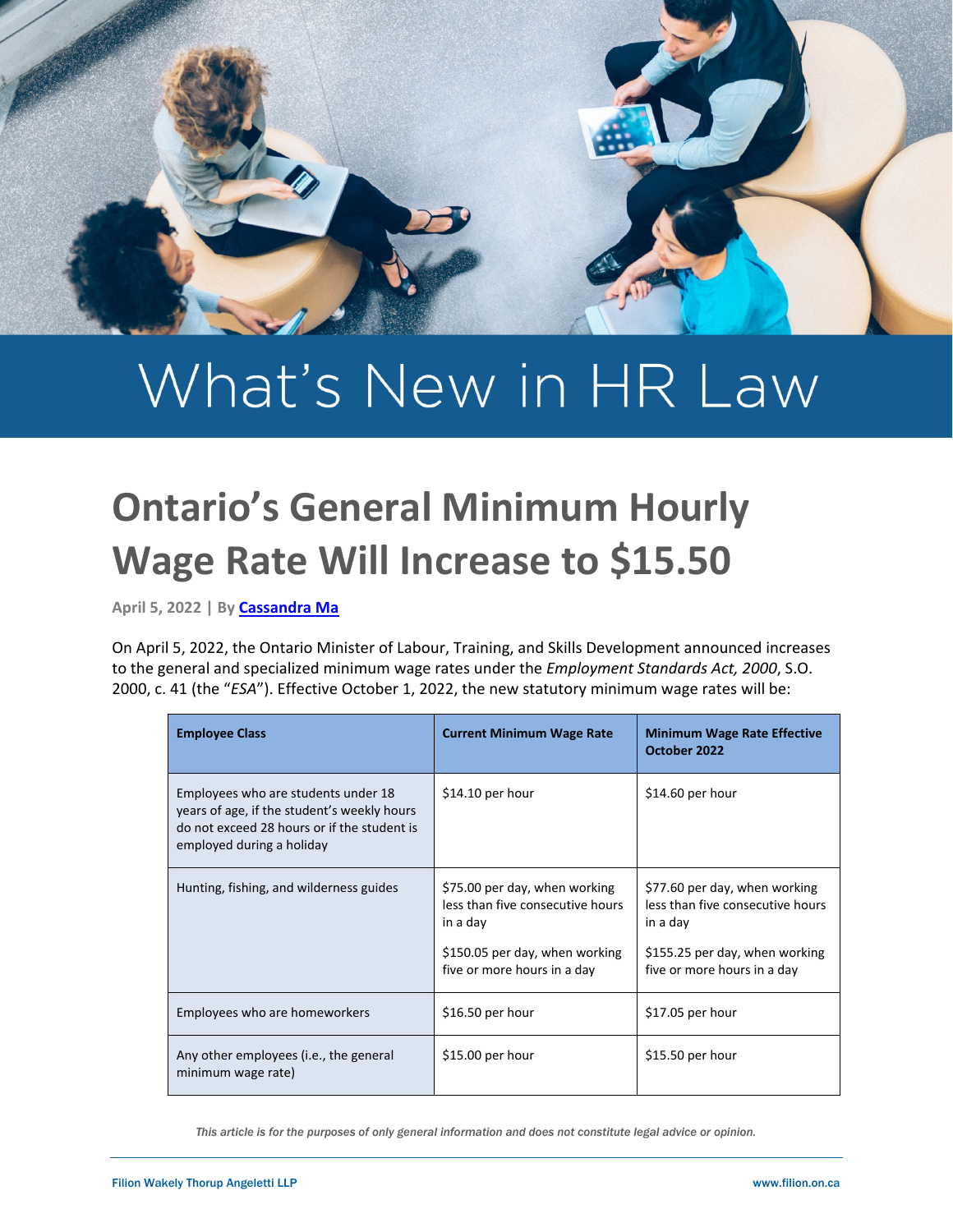# What's New in HR Law

## Ontario's General Minimum Hourly Wage Rate Will Increase to $15.50

**April 5, 2022 | By Cassandra Ma**

On April 5, 2022, the Ontario Minister of Labour, Training, and Skills Development announced increases to the general and specialized minimum wage rates under the *Employment Standards Act, 2000*, S.O. 2000, c. 41 (the "*ESA*"). Effective October 1, 2022, the new statutory minimum wage rates will be:

| Employee Class | Current Minimum Wage Rate | Minimum Wage Rate Effective October 2022 |
|---|---|---|
| Employees who are students under 18 years of age, if the student's weekly hours do not exceed 28 hours or if the student is employed during a holiday | $14.10 per hour | $14.60 per hour |
| Hunting, fishing, and wilderness guides | $75.00 per day, when working less than five consecutive hours in a day<br><br>$150.05 per day, when working five or more hours in a day | $77.60 per day, when working less than five consecutive hours in a day<br><br>$155.25 per day, when working five or more hours in a day |
| Employees who are homeworkers | $16.50 per hour | $17.05 per hour |
| Any other employees (i.e., the general minimum wage rate) | $15.00 per hour | $15.50 per hour |

*This article is for the purposes of only general information and does not constitute legal advice or opinion.*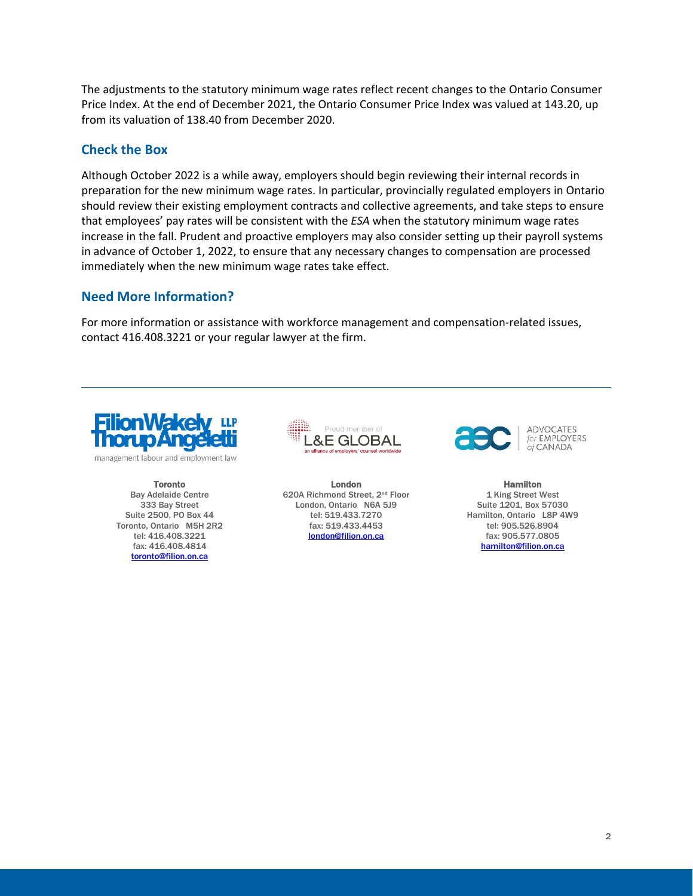The adjustments to the statutory minimum wage rates reflect recent changes to the Ontario Consumer Price Index. At the end of December 2021, the Ontario Consumer Price Index was valued at 143.20, up from its valuation of 138.40 from December 2020.

## Check the Box

Although October 2022 is a while away, employers should begin reviewing their internal records in preparation for the new minimum wage rates. In particular, provincially regulated employers in Ontario should review their existing employment contracts and collective agreements, and take steps to ensure that employees' pay rates will be consistent with the *ESA* when the statutory minimum wage rates increase in the fall. Prudent and proactive employers may also consider setting up their payroll systems in advance of October 1, 2022, to ensure that any necessary changes to compensation are processed immediately when the new minimum wage rates take effect.

## Need More Information?

For more information or assistance with workforce management and compensation-related issues, contact 416.408.3221 or your regular lawyer at the firm.

---

Filion Wakely Thorup Angeletti LLP
management labour and employment law

Proud member of L&E GLOBAL
an alliance of employers' counsel worldwide

ADVOCATES for EMPLOYERS of CANADA

**Toronto**
Bay Adelaide Centre
333 Bay Street
Suite 2500, PO Box 44
Toronto, Ontario M5H 2R2
tel: 416.408.3221
fax: 416.408.4814
toronto@filion.on.ca

**London**
620A Richmond Street, 2nd Floor
London, Ontario N6A 5J9
tel: 519.433.7270
fax: 519.433.4453
london@filion.on.ca

**Hamilton**
1 King Street West
Suite 1201, Box 57030
Hamilton, Ontario L8P 4W9
tel: 905.526.8904
fax: 905.577.0805
hamilton@filion.on.ca